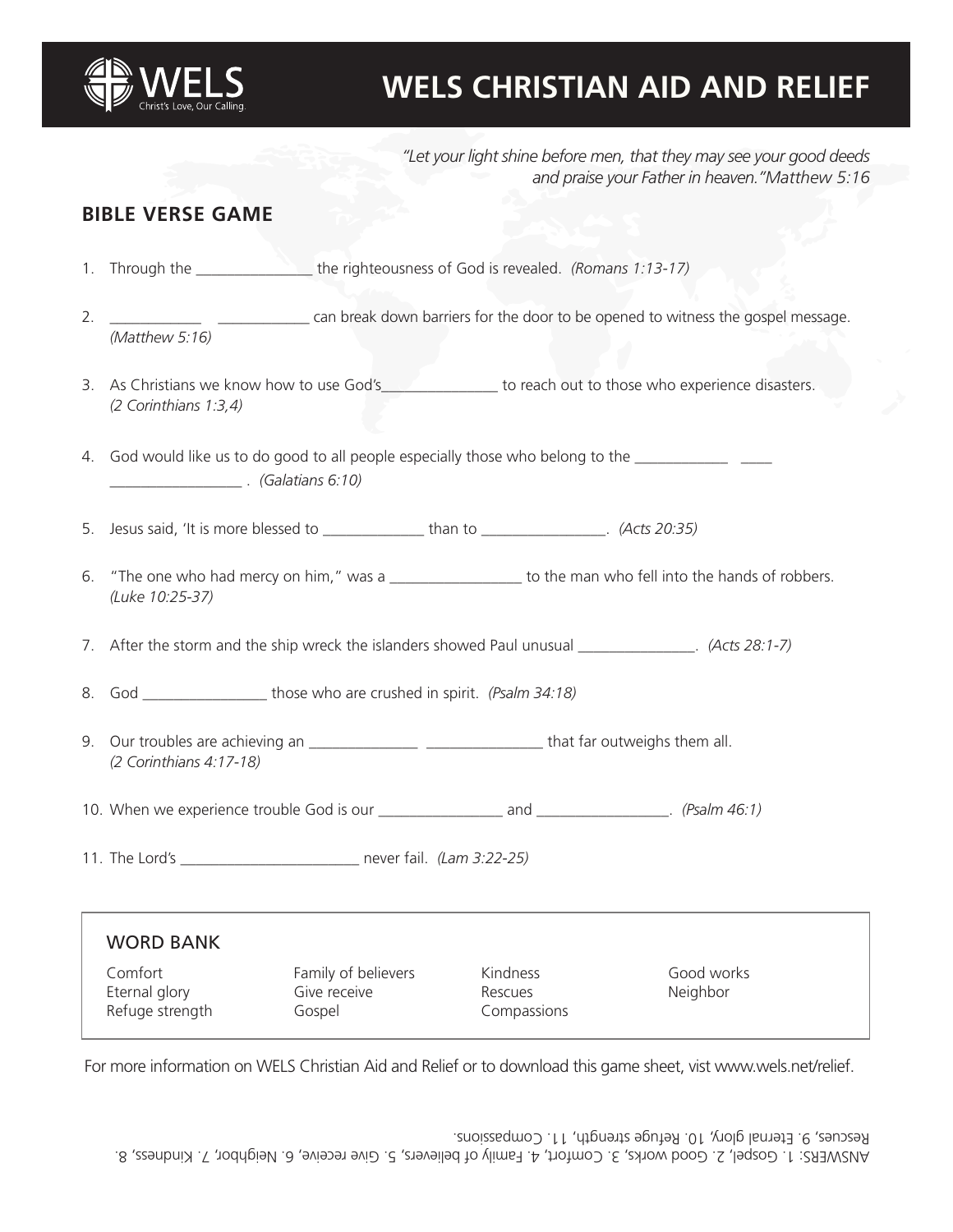# WELS CHRISTIAN AID AND RELIEF

WELS Christ's Love, Our Calling.

*"Let your light shine before men, that they may see your good deeds and praise your Father in heaven." Matthew 5:16*

## BIBLE VERSE GAME

1. Through the _______________ the righteousness of God is revealed. *(Romans 1:13-17)*

2. ____________ ____________ can break down barriers for the door to be opened to witness the gospel message. *(Matthew 5:16)*

3. As Christians we know how to use God's_______________ to reach out to those who experience disasters. *(2 Corinthians 1:3,4)*

4. God would like us to do good to all people especially those who belong to the ____________ ____ _________________ . *(Galatians 6:10)*

5. Jesus said, 'It is more blessed to _____________ than to ________________. *(Acts 20:35)*

6. "The one who had mercy on him," was a _________________ to the man who fell into the hands of robbers. *(Luke 10:25-37)*

7. After the storm and the ship wreck the islanders showed Paul unusual _______________. *(Acts 28:1-7)*

8. God ________________ those who are crushed in spirit. *(Psalm 34:18)*

9. Our troubles are achieving an ______________ _______________ that far outweighs them all. *(2 Corinthians 4:17-18)*

10. When we experience trouble God is our ________________ and _________________. *(Psalm 46:1)*

11. The Lord's _______________________ never fail. *(Lam 3:22-25)*

### WORD BANK

| | | | |
|---|---|---|---|
| Comfort | Family of believers | Kindness | Good works |
| Eternal glory | Give receive | Rescues | Neighbor |
| Refuge strength | Gospel | Compassions | |

For more information on WELS Christian Aid and Relief or to download this game sheet, vist www.wels.net/relief.

ANSWERS: 1. Gospel, 2. Good works, 3. Comfort, 4. Family of believers, 5. Give receive, 6. Neighbor, 7. Kindness, 8. Rescues, 9. Eternal glory, 10. Refuge strength, 11. Compassions.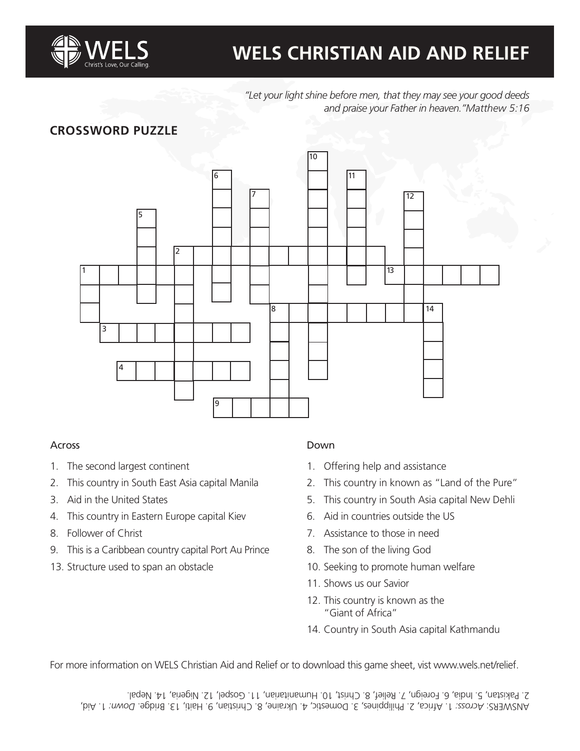# WELS CHRISTIAN AID AND RELIEF

*"Let your light shine before men, that they may see your good deeds and praise your Father in heaven." Matthew 5:16*

## CROSSWORD PUZZLE

### Across

1. The second largest continent
2. This country in South East Asia capital Manila
3. Aid in the United States
4. This country in Eastern Europe capital Kiev
8. Follower of Christ
9. This is a Caribbean country capital Port Au Prince
13. Structure used to span an obstacle

### Down

1. Offering help and assistance
2. This country in known as "Land of the Pure"
5. This country in South Asia capital New Dehli
6. Aid in countries outside the US
7. Assistance to those in need
8. The son of the living God
10. Seeking to promote human welfare
11. Shows us our Savior
12. This country is known as the "Giant of Africa"
14. Country in South Asia capital Kathmandu

For more information on WELS Christian Aid and Relief or to download this game sheet, vist www.wels.net/relief.

ANSWERS: *Across:* 1. Africa, 2. Philippines, 3. Domestic, 4. Ukraine, 8. Christian, 9. Haiti, 13. Bridge. *Down:* 1. Aid, 2. Pakistan, 5. India, 6. Foreign, 7. Relief, 8. Christ, 10. Humanitarian, 11. Gospel, 12. Nigeria, 14. Nepal.